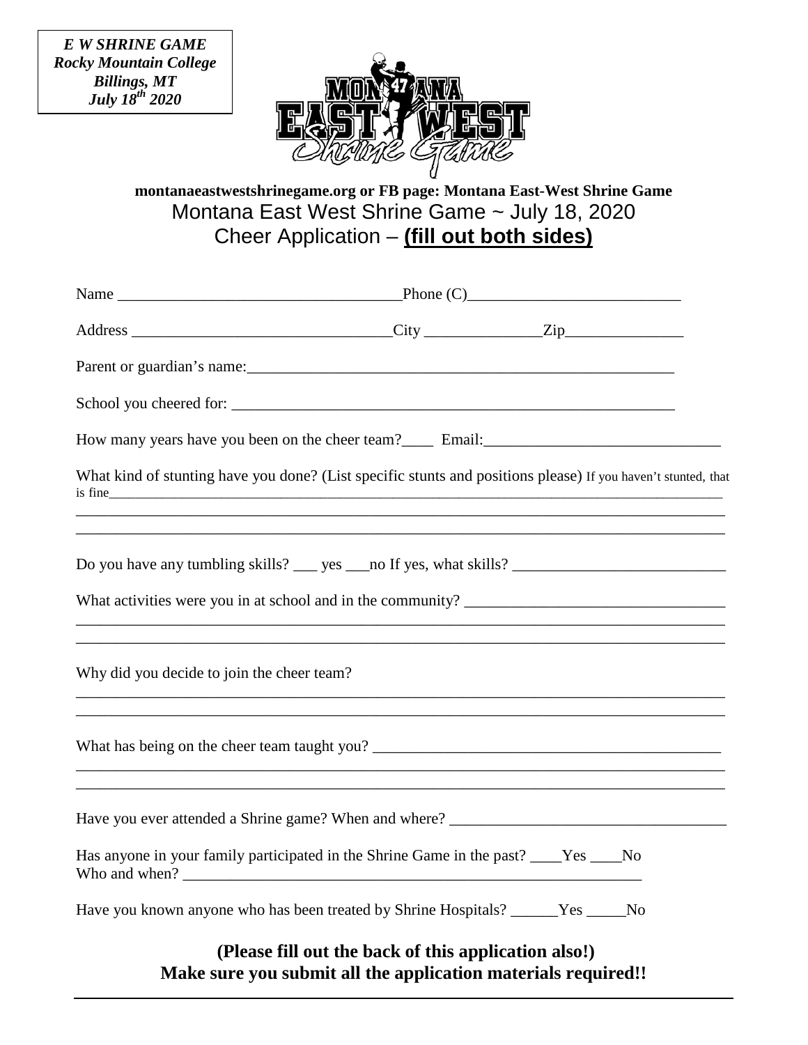*E W SHRINE GAME*
*Rocky Mountain College*
*Billings, MT*
*July 18th 2020*

MONTANA EAST WEST Shrine Game

**montanaeastwestshrinegame.org or FB page: Montana East-West Shrine Game**

Montana East West Shrine Game ~ July 18, 2020

Cheer Application – **(fill out both sides)**

Name ___________________________________ Phone (C)___________________________

Address ________________________________ City ______________ Zip_______________

Parent or guardian's name:________________________________________________________

School you cheered for: __________________________________________________________

How many years have you been on the cheer team?____ Email:______________________________

What kind of stunting have you done? (List specific stunts and positions please) If you haven't stunted, that is fine______________________________________________________________________________

_________________________________________________________________________________

_________________________________________________________________________________

Do you have any tumbling skills? ___ yes ___no If yes, what skills? ___________________________

What activities were you in at school and in the community? _________________________________

_________________________________________________________________________________

_________________________________________________________________________________

Why did you decide to join the cheer team?

_________________________________________________________________________________

_________________________________________________________________________________

What has being on the cheer team taught you? _____________________________________________

_________________________________________________________________________________

_________________________________________________________________________________

Have you ever attended a Shrine game? When and where? ___________________________________

Has anyone in your family participated in the Shrine Game in the past? ____Yes ____No
Who and when? _____________________________________________________________

Have you known anyone who has been treated by Shrine Hospitals? ______Yes _____No

**(Please fill out the back of this application also!)**

**Make sure you submit all the application materials required!!**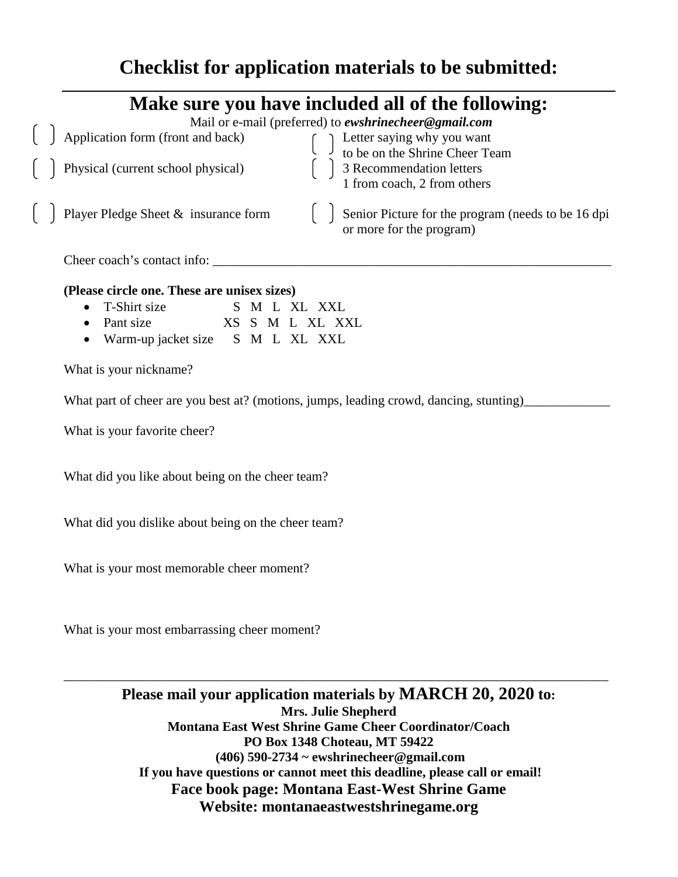# Checklist for application materials to be submitted:

## Make sure you have included all of the following:

Mail or e-mail (preferred) to ***ewshrinecheer@gmail.com***

- [ ] Application form (front and back)
- [ ] Letter saying why you want to be on the Shrine Cheer Team
- [ ] Physical (current school physical)
- [ ] 3 Recommendation letters 1 from coach, 2 from others
- [ ] Player Pledge Sheet & insurance form
- [ ] Senior Picture for the program (needs to be 16 dpi or more for the program)

Cheer coach's contact info: ______________________________________________________________

**(Please circle one. These are unisex sizes)**

- T-Shirt size S M L XL XXL
- Pant size XS S M L XL XXL
- Warm-up jacket size S M L XL XXL

What is your nickname?

What part of cheer are you best at? (motions, jumps, leading crowd, dancing, stunting)_____________

What is your favorite cheer?

What did you like about being on the cheer team?

What did you dislike about being on the cheer team?

What is your most memorable cheer moment?

What is your most embarrassing cheer moment?

---

**Please mail your application materials by MARCH 20, 2020 to:**

**Mrs. Julie Shepherd**

**Montana East West Shrine Game Cheer Coordinator/Coach**

**PO Box 1348 Choteau, MT 59422**

**(406) 590-2734 ~ ewshrinecheer@gmail.com**

**If you have questions or cannot meet this deadline, please call or email!**

**Face book page: Montana East-West Shrine Game**

**Website: montanaeastwestshrinegame.org**